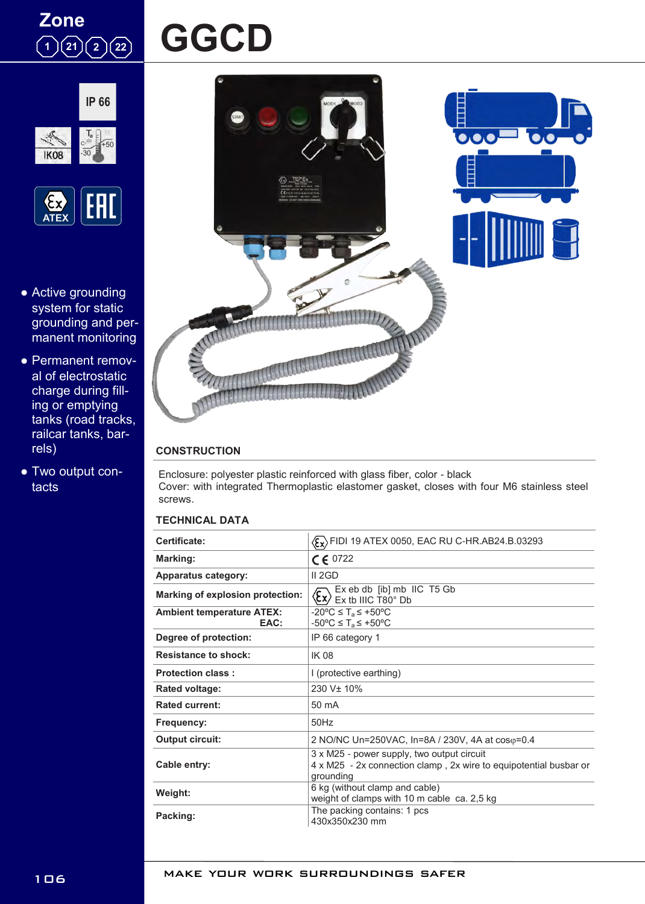Zone 1 21 2 22

# GGCD

IP 66

IK08

$T_a$ -30 +50

ATEX

EAC

- Active grounding system for static grounding and permanent monitoring
- Permanent removal of electrostatic charge during filling or emptying tanks (road tracks, railcar tanks, barrels)
- Two output contacts

## CONSTRUCTION

Enclosure: polyester plastic reinforced with glass fiber, color - black
Cover: with integrated Thermoplastic elastomer gasket, closes with four M6 stainless steel screws.

## TECHNICAL DATA

| | |
|---|---|
| **Certificate:** | Ex FIDI 19 ATEX 0050, EAC RU C-HR.AB24.B.03293 |
| **Marking:** | CE 0722 |
| **Apparatus category:** | II 2GD |
| **Marking of explosion protection:** | Ex Ex eb db [ib] mb IIC T5 Gb<br>Ex tb IIIC T80° Db |
| **Ambient temperature ATEX:**<br>**EAC:** | -20°C ≤ $T_a$ ≤ +50°C<br>-50°C ≤ $T_a$ ≤ +50°C |
| **Degree of protection:** | IP 66 category 1 |
| **Resistance to shock:** | IK 08 |
| **Protection class :** | I (protective earthing) |
| **Rated voltage:** | 230 V± 10% |
| **Rated current:** | 50 mA |
| **Frequency:** | 50Hz |
| **Output circuit:** | 2 NO/NC Un=250VAC, In=8A / 230V, 4A at cosφ=0.4 |
| **Cable entry:** | 3 x M25 - power supply, two output circuit<br>4 x M25 - 2x connection clamp , 2x wire to equipotential busbar or grounding |
| **Weight:** | 6 kg (without clamp and cable)<br>weight of clamps with 10 m cable ca. 2,5 kg |
| **Packing:** | The packing contains: 1 pcs<br>430x350x230 mm |

MAKE YOUR WORK SURROUNDINGS SAFER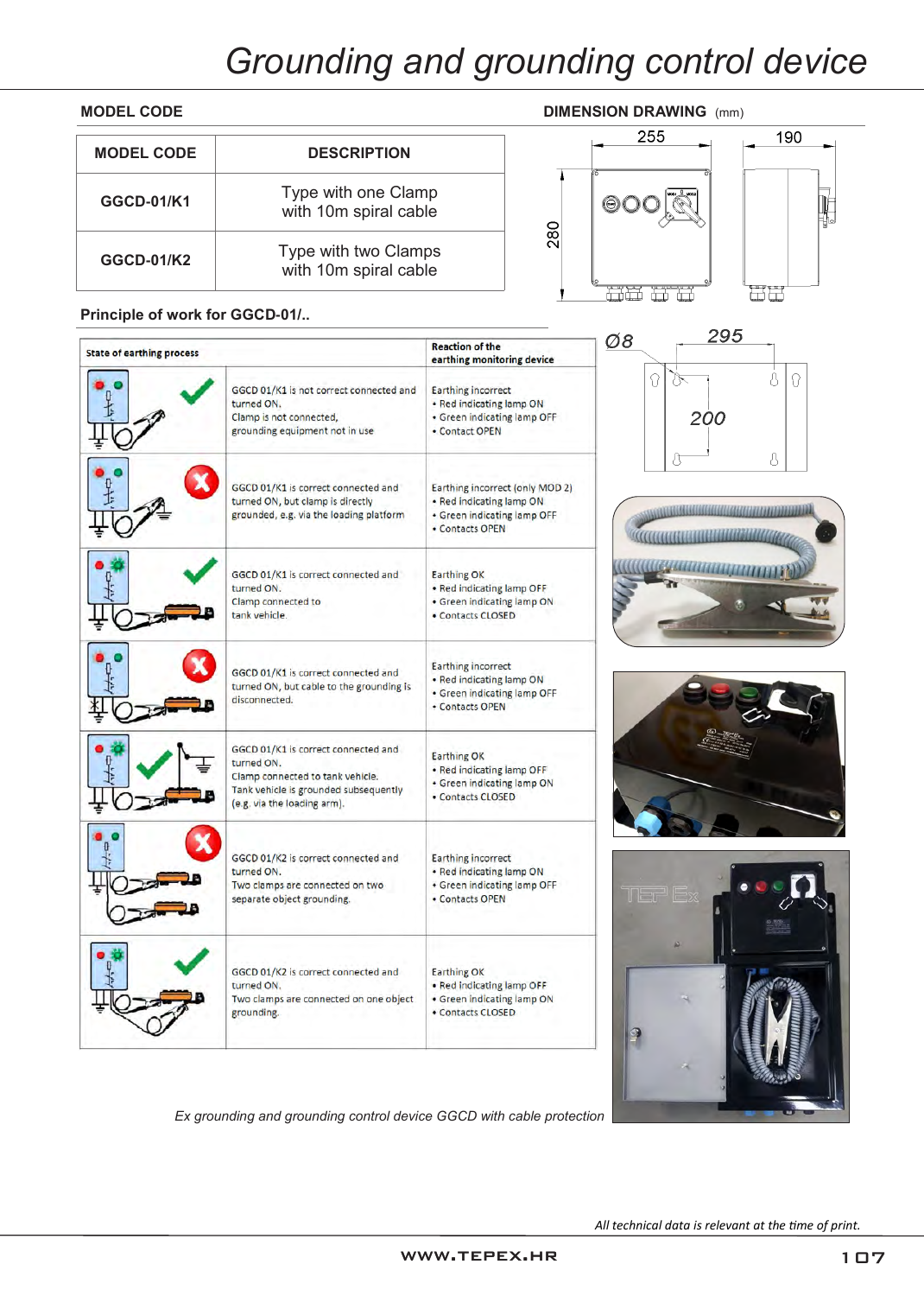# Grounding and grounding control device

## MODEL CODE

| MODEL CODE | DESCRIPTION |
|---|---|
| GGCD-01/K1 | Type with one Clamp with 10m spiral cable |
| GGCD-01/K2 | Type with two Clamps with 10m spiral cable |

## DIMENSION DRAWING (mm)

255

190

280

Ø8

295

200

## Principle of work for GGCD-01/..

| State of earthing process | | Reaction of the earthing monitoring device |
|---|---|---|
| | GGCD 01/K1 is not correct connected and turned ON. Clamp is not connected, grounding equipment not in use | Earthing incorrect<br>• Red indicating lamp ON<br>• Green indicating lamp OFF<br>• Contact OPEN |
| | GGCD 01/K1 is correct connected and turned ON, but clamp is directly grounded, e.g. via the loading platform | Earthing incorrect (only MOD 2)<br>• Red indicating lamp ON<br>• Green indicating lamp OFF<br>• Contacts OPEN |
| | GGCD 01/K1 is correct connected and turned ON. Clamp connected to tank vehicle. | Earthing OK<br>• Red indicating lamp OFF<br>• Green indicating lamp ON<br>• Contacts CLOSED |
| | GGCD 01/K1 is correct connected and turned ON, but cable to the grounding is disconnected. | Earthing incorrect<br>• Red indicating lamp ON<br>• Green indicating lamp OFF<br>• Contacts OPEN |
| | GGCD 01/K1 is correct connected and turned ON. Clamp connected to tank vehicle. Tank vehicle is grounded subsequently (e.g. via the loading arm). | Earthing OK<br>• Red indicating lamp OFF<br>• Green indicating lamp ON<br>• Contacts CLOSED |
| | GGCD 01/K2 is correct connected and turned ON. Two clamps are connected on two separate object grounding. | Earthing incorrect<br>• Red indicating lamp ON<br>• Green indicating lamp OFF<br>• Contacts OPEN |
| | GGCD 01/K2 is correct connected and turned ON. Two clamps are connected on one object grounding. | Earthing OK<br>• Red indicating lamp OFF<br>• Green indicating lamp ON<br>• Contacts CLOSED |

*Ex grounding and grounding control device GGCD with cable protection*

*All technical data is relevant at the time of print.*